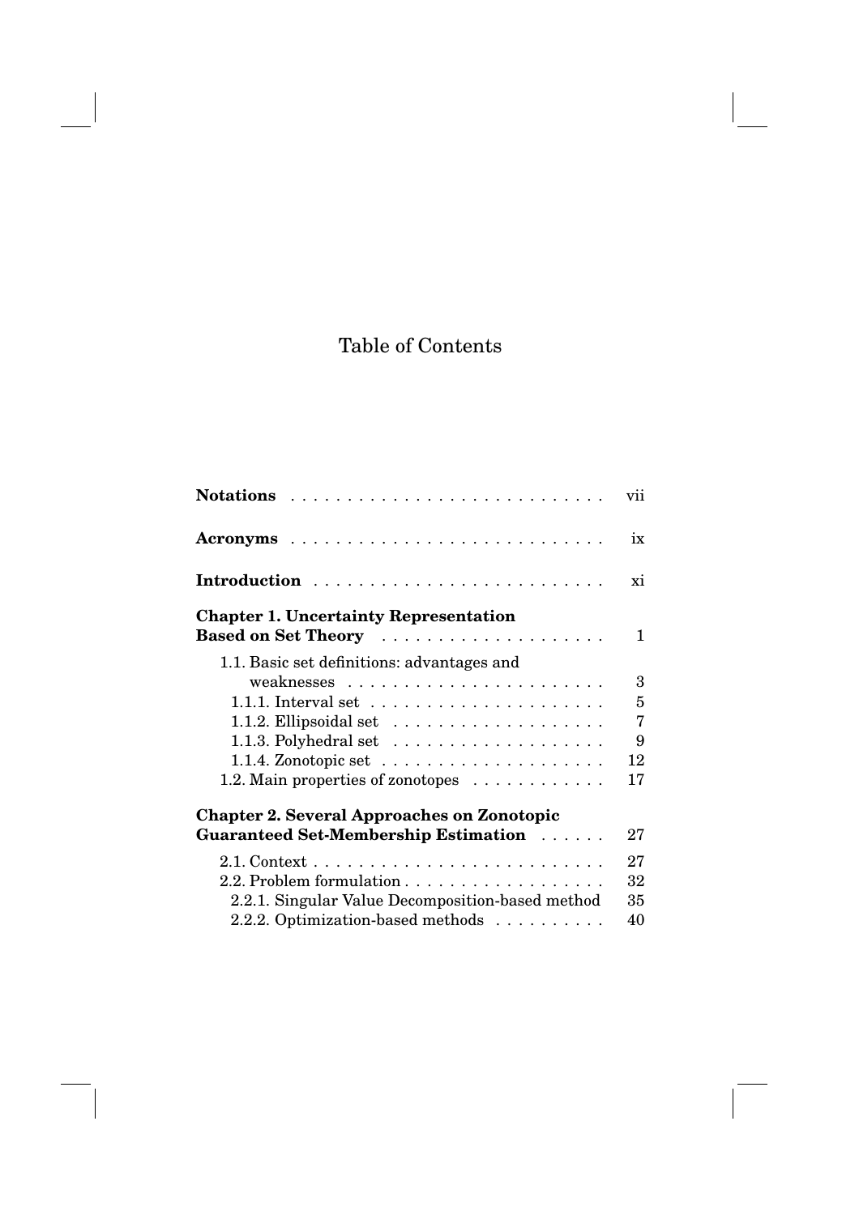# Table of Contents

**Notations** . . . . . . . . . . . . . . . . . . . . . . . . . . . . vii

**Acronyms** . . . . . . . . . . . . . . . . . . . . . . . . . . . . ix

**Introduction** . . . . . . . . . . . . . . . . . . . . . . . . . . xi

**Chapter 1. Uncertainty Representation Based on Set Theory** . . . . . . . . . . . . . . . . . . . . 1

- 1.1. Basic set definitions: advantages and weaknesses . . . . . . . . . . . . . . . . . . . . . . . . 3
  - 1.1.1. Interval set . . . . . . . . . . . . . . . . . . . . . . 5
  - 1.1.2. Ellipsoidal set . . . . . . . . . . . . . . . . . . . . 7
  - 1.1.3. Polyhedral set . . . . . . . . . . . . . . . . . . . . 9
  - 1.1.4. Zonotopic set . . . . . . . . . . . . . . . . . . . . . 12
- 1.2. Main properties of zonotopes . . . . . . . . . . . . 17

**Chapter 2. Several Approaches on Zonotopic Guaranteed Set-Membership Estimation** . . . . . . 27

- 2.1. Context . . . . . . . . . . . . . . . . . . . . . . . . . . 27
- 2.2. Problem formulation . . . . . . . . . . . . . . . . . . . 32
  - 2.2.1. Singular Value Decomposition-based method 35
  - 2.2.2. Optimization-based methods . . . . . . . . . . 40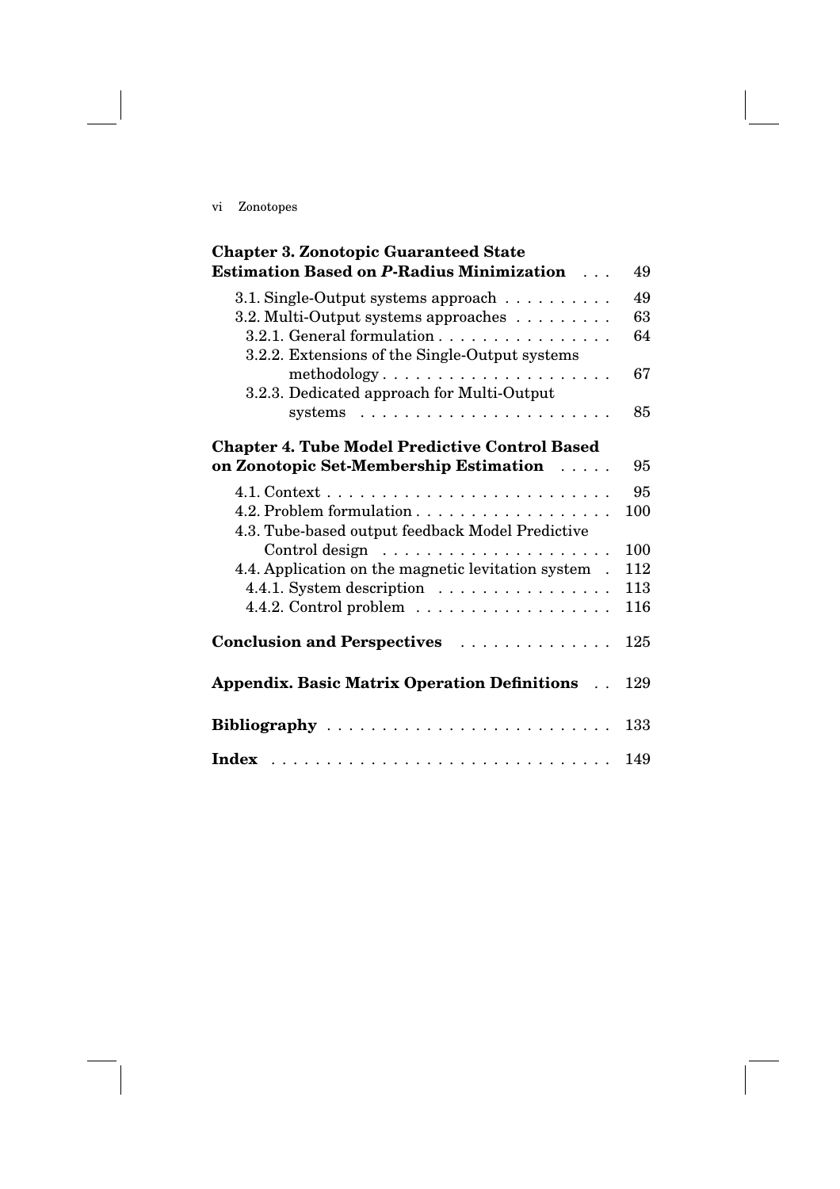**Chapter 3. Zonotopic Guaranteed State Estimation Based on $P$-Radius Minimization** . . . 49

3.1. Single-Output systems approach . . . . . . . . . . 49
3.2. Multi-Output systems approaches . . . . . . . . . 63
3.2.1. General formulation . . . . . . . . . . . . . . . . 64
3.2.2. Extensions of the Single-Output systems methodology . . . . . . . . . . . . . . . . . . . . . 67
3.2.3. Dedicated approach for Multi-Output systems . . . . . . . . . . . . . . . . . . . . . . 85

**Chapter 4. Tube Model Predictive Control Based on Zonotopic Set-Membership Estimation** . . . . . 95

4.1. Context . . . . . . . . . . . . . . . . . . . . . . . . . . 95
4.2. Problem formulation . . . . . . . . . . . . . . . . . . 100
4.3. Tube-based output feedback Model Predictive Control design . . . . . . . . . . . . . . . . . . . . . 100
4.4. Application on the magnetic levitation system . 112
4.4.1. System description . . . . . . . . . . . . . . . . 113
4.4.2. Control problem . . . . . . . . . . . . . . . . . . 116

**Conclusion and Perspectives** . . . . . . . . . . . . . . 125

**Appendix. Basic Matrix Operation Definitions** . . 129

**Bibliography** . . . . . . . . . . . . . . . . . . . . . . . . . 133

**Index** . . . . . . . . . . . . . . . . . . . . . . . . . . . . . . 149